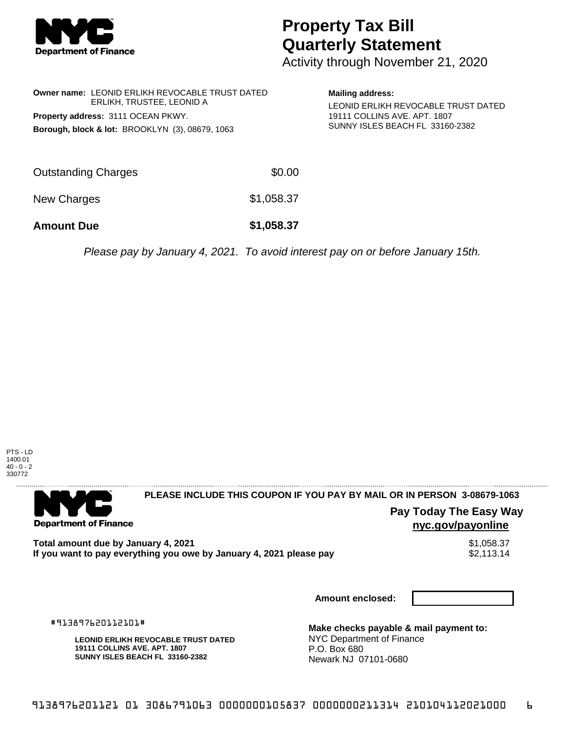# Property Tax Bill Quarterly Statement

Activity through November 21, 2020

**Owner name:** LEONID ERLIKH REVOCABLE TRUST DATED ERLIKH, TRUSTEE, LEONID A

**Property address:** 3111 OCEAN PKWY.

**Borough, block & lot:** BROOKLYN (3), 08679, 1063

**Mailing address:**

LEONID ERLIKH REVOCABLE TRUST DATED
19111 COLLINS AVE. APT. 1807
SUNNY ISLES BEACH FL 33160-2382

| | |
|---|---|
| Outstanding Charges | $0.00 |
| New Charges | $1,058.37 |
| **Amount Due** | **$1,058.37** |

*Please pay by January 4, 2021. To avoid interest pay on or before January 15th.*

PTS - LD
1400.01
40 - 0 - 2
330772

---

**PLEASE INCLUDE THIS COUPON IF YOU PAY BY MAIL OR IN PERSON 3-08679-1063**

**Pay Today The Easy Way nyc.gov/payonline**

| | |
|---|---|
| **Total amount due by January 4, 2021** | $1,058.37 |
| **If you want to pay everything you owe by January 4, 2021 please pay** | $2,113.14 |

**Amount enclosed:**

#913897620112101#

**LEONID ERLIKH REVOCABLE TRUST DATED**
**19111 COLLINS AVE. APT. 1807**
**SUNNY ISLES BEACH FL 33160-2382**

**Make checks payable & mail payment to:**
NYC Department of Finance
P.O. Box 680
Newark NJ 07101-0680

9138976201121 01 3086791063 0000000105837 0000000211314 210104112021000 6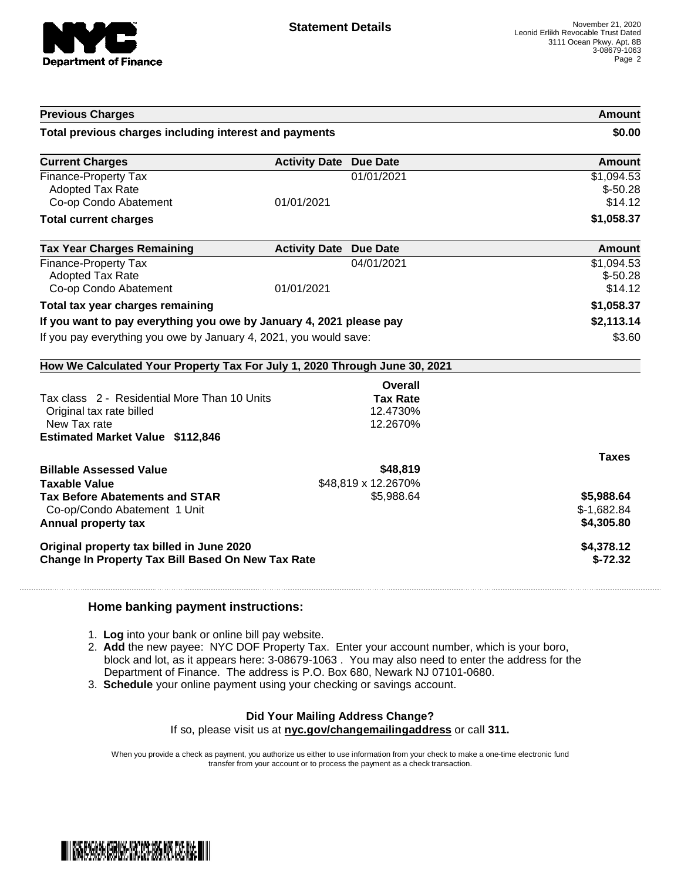**Department of Finance**

## Statement Details

November 21, 2020
Leonid Erlikh Revocable Trust Dated
3111 Ocean Pkwy. Apt. 8B
3-08679-1063

| Previous Charges | | | Amount |
|---|---|---|---|
| **Total previous charges including interest and payments** | | | **$0.00** |

| Current Charges | Activity Date | Due Date | Amount |
|---|---|---|---|
| Finance-Property Tax | | 01/01/2021 | $1,094.53 |
| Adopted Tax Rate | | | $-50.28 |
| Co-op Condo Abatement | 01/01/2021 | | $14.12 |
| **Total current charges** | | | **$1,058.37** |

| Tax Year Charges Remaining | Activity Date | Due Date | Amount |
|---|---|---|---|
| Finance-Property Tax | | 04/01/2021 | $1,094.53 |
| Adopted Tax Rate | | | $-50.28 |
| Co-op Condo Abatement | 01/01/2021 | | $14.12 |
| **Total tax year charges remaining** | | | **$1,058.37** |
| **If you want to pay everything you owe by January 4, 2021 please pay** | | | **$2,113.14** |
| If you pay everything you owe by January 4, 2021, you would save: | | | $3.60 |

### How We Calculated Your Property Tax For July 1, 2020 Through June 30, 2021

| | Overall Tax Rate | |
|---|---|---|
| Tax class 2 - Residential More Than 10 Units | | |
| Original tax rate billed | 12.4730% | |
| New Tax rate | 12.2670% | |
| **Estimated Market Value $112,846** | | |
| | | **Taxes** |
| **Billable Assessed Value** | **$48,819** | |
| **Taxable Value** | $48,819 x 12.2670% | |
| **Tax Before Abatements and STAR** | $5,988.64 | **$5,988.64** |
| Co-op/Condo Abatement 1 Unit | | $-1,682.84 |
| **Annual property tax** | | **$4,305.80** |
| **Original property tax billed in June 2020** | | **$4,378.12** |
| **Change In Property Tax Bill Based On New Tax Rate** | | **$-72.32** |

### Home banking payment instructions:

1. **Log** into your bank or online bill pay website.
2. **Add** the new payee: NYC DOF Property Tax. Enter your account number, which is your boro, block and lot, as it appears here: 3-08679-1063 . You may also need to enter the address for the Department of Finance. The address is P.O. Box 680, Newark NJ 07101-0680.
3. **Schedule** your online payment using your checking or savings account.

**Did Your Mailing Address Change?**
If so, please visit us at **nyc.gov/changemailingaddress** or call **311.**

When you provide a check as payment, you authorize us either to use information from your check to make a one-time electronic fund transfer from your account or to process the payment as a check transaction.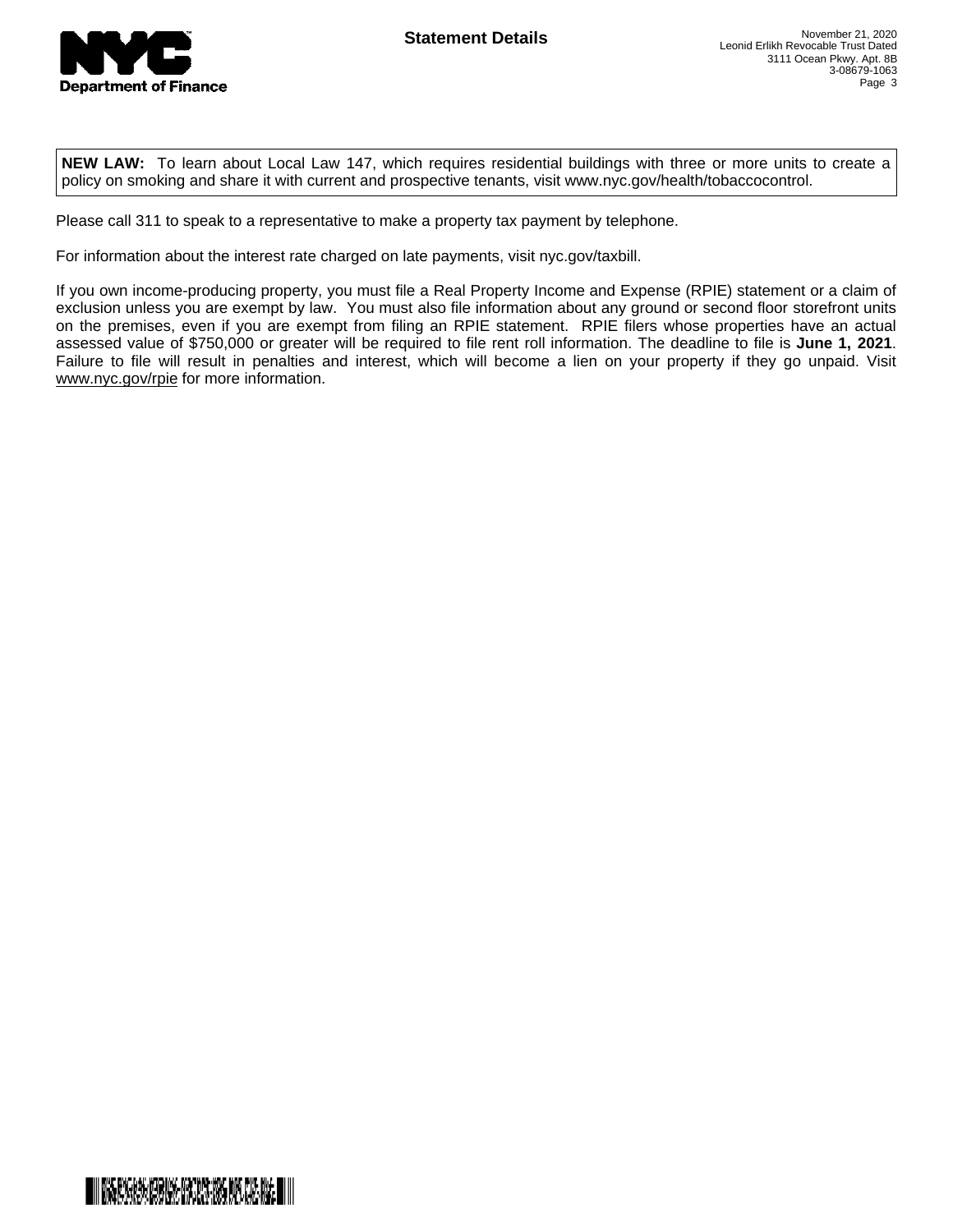**NEW LAW:** To learn about Local Law 147, which requires residential buildings with three or more units to create a policy on smoking and share it with current and prospective tenants, visit www.nyc.gov/health/tobaccocontrol.

Please call 311 to speak to a representative to make a property tax payment by telephone.

For information about the interest rate charged on late payments, visit nyc.gov/taxbill.

If you own income-producing property, you must file a Real Property Income and Expense (RPIE) statement or a claim of exclusion unless you are exempt by law. You must also file information about any ground or second floor storefront units on the premises, even if you are exempt from filing an RPIE statement. RPIE filers whose properties have an actual assessed value of $750,000 or greater will be required to file rent roll information. The deadline to file is **June 1, 2021**. Failure to file will result in penalties and interest, which will become a lien on your property if they go unpaid. Visit www.nyc.gov/rpie for more information.